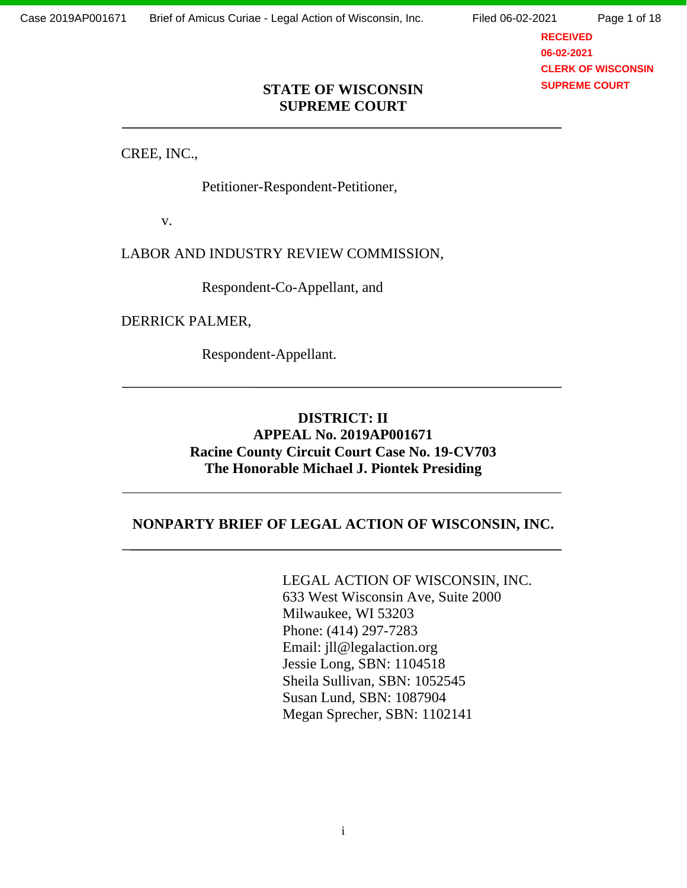**STATE OF WISCONSIN**
**SUPREME COURT**

---

CREE, INC.,

Petitioner-Respondent-Petitioner,

v.

LABOR AND INDUSTRY REVIEW COMMISSION,

Respondent-Co-Appellant, and

DERRICK PALMER,

Respondent-Appellant.

---

**DISTRICT: II**
**APPEAL No. 2019AP001671**
**Racine County Circuit Court Case No. 19-CV703**
**The Honorable Michael J. Piontek Presiding**

---

**NONPARTY BRIEF OF LEGAL ACTION OF WISCONSIN, INC.**

---

LEGAL ACTION OF WISCONSIN, INC.
633 West Wisconsin Ave, Suite 2000
Milwaukee, WI 53203
Phone: (414) 297-7283
Email: jll@legalaction.org
Jessie Long, SBN: 1104518
Sheila Sullivan, SBN: 1052545
Susan Lund, SBN: 1087904
Megan Sprecher, SBN: 1102141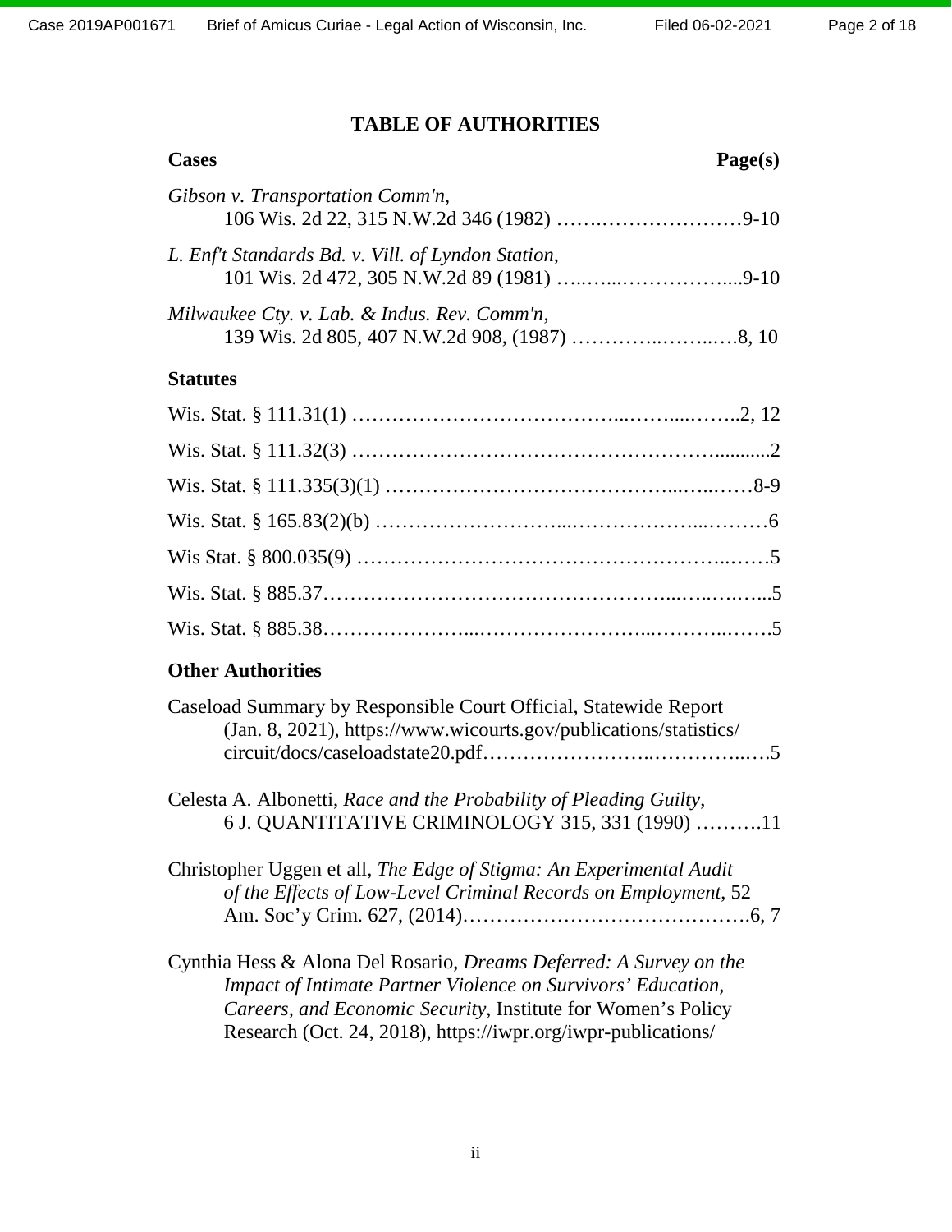## TABLE OF AUTHORITIES

**Cases** **Page(s)**

*Gibson v. Transportation Comm'n*,
106 Wis. 2d 22, 315 N.W.2d 346 (1982) ……..…………………9-10

*L. Enf't Standards Bd. v. Vill. of Lyndon Station*,
101 Wis. 2d 472, 305 N.W.2d 89 (1981) …..…...……………....9-10

*Milwaukee Cty. v. Lab. & Indus. Rev. Comm'n*,
139 Wis. 2d 805, 407 N.W.2d 908, (1987) …………..……..….8, 10

**Statutes**

Wis. Stat. § 111.31(1) ………………………………...……....……..2, 12

Wis. Stat. § 111.32(3) ……………………………………………...........2

Wis. Stat. § 111.335(3)(1) …………………………………...…..……8-9

Wis. Stat. § 165.83(2)(b) ………………………...………………...………6

Wis Stat. § 800.035(9) ………………………………………………...……5

Wis. Stat. § 885.37……………………………………………...…..….…...5

Wis. Stat. § 885.38…………………...……………………...………..…….5

**Other Authorities**

Caseload Summary by Responsible Court Official, Statewide Report
(Jan. 8, 2021), https://www.wicourts.gov/publications/statistics/
circuit/docs/caseloadstate20.pdf……………………..…………..….5

Celesta A. Albonetti, *Race and the Probability of Pleading Guilty*,
6 J. QUANTITATIVE CRIMINOLOGY 315, 331 (1990) ……….11

Christopher Uggen et all, *The Edge of Stigma: An Experimental Audit of the Effects of Low-Level Criminal Records on Employment*, 52
Am. Soc'y Crim. 627, (2014)…………………………………….6, 7

Cynthia Hess & Alona Del Rosario, *Dreams Deferred: A Survey on the Impact of Intimate Partner Violence on Survivors' Education, Careers, and Economic Security*, Institute for Women's Policy
Research (Oct. 24, 2018), https://iwpr.org/iwpr-publications/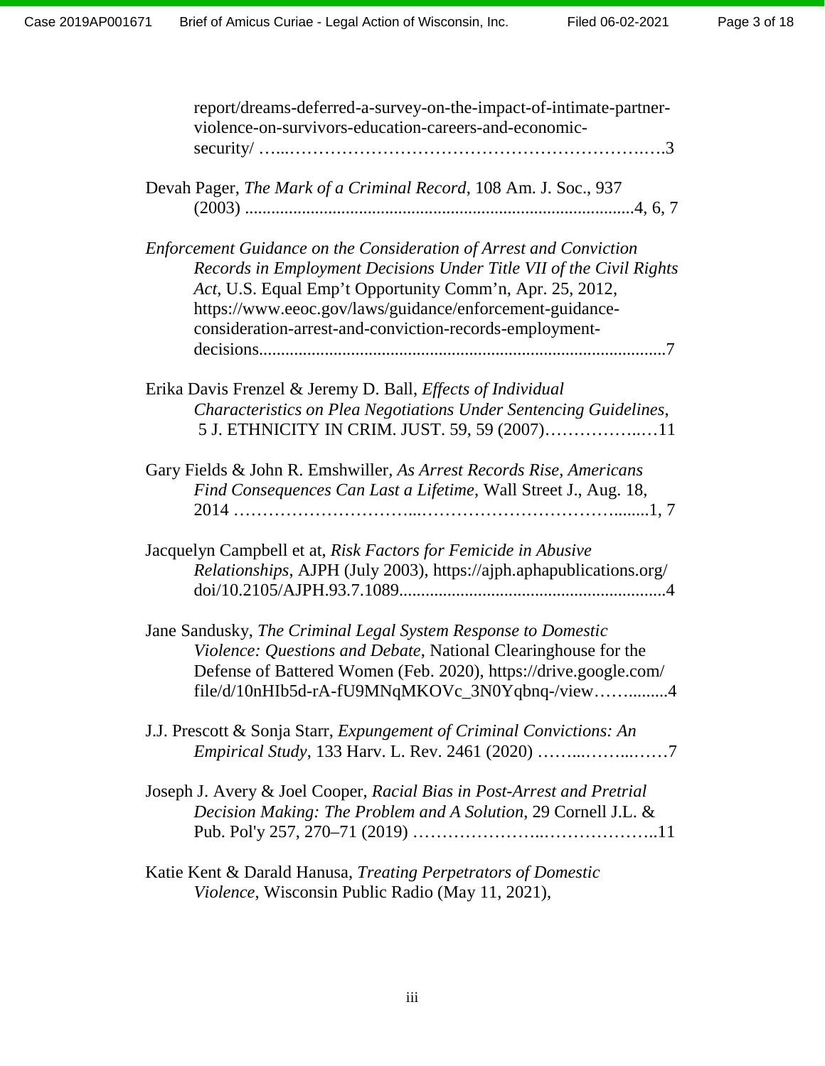report/dreams-deferred-a-survey-on-the-impact-of-intimate-partner-violence-on-survivors-education-careers-and-economic-security/ …..……………………………………………………….…..3

Devah Pager, *The Mark of a Criminal Record*, 108 Am. J. Soc., 937 (2003) ........................................................................................4, 6, 7

*Enforcement Guidance on the Consideration of Arrest and Conviction Records in Employment Decisions Under Title VII of the Civil Rights Act*, U.S. Equal Emp't Opportunity Comm'n, Apr. 25, 2012, https://www.eeoc.gov/laws/guidance/enforcement-guidance-consideration-arrest-and-conviction-records-employment-decisions............................................................................................7

Erika Davis Frenzel & Jeremy D. Ball, *Effects of Individual Characteristics on Plea Negotiations Under Sentencing Guidelines*, 5 J. ETHNICITY IN CRIM. JUST. 59, 59 (2007)……………..…11

Gary Fields & John R. Emshwiller, *As Arrest Records Rise, Americans Find Consequences Can Last a Lifetime*, Wall Street J., Aug. 18, 2014 …………………………...……………………………........1, 7

Jacquelyn Campbell et at, *Risk Factors for Femicide in Abusive Relationships*, AJPH (July 2003), https://ajph.aphapublications.org/doi/10.2105/AJPH.93.7.1089............................................................4

Jane Sandusky, *The Criminal Legal System Response to Domestic Violence: Questions and Debate*, National Clearinghouse for the Defense of Battered Women (Feb. 2020), https://drive.google.com/file/d/10nHIb5d-rA-fU9MNqMKOVc_3N0Yqbnq-/view……..........4

J.J. Prescott & Sonja Starr, *Expungement of Criminal Convictions: An Empirical Study*, 133 Harv. L. Rev. 2461 (2020) ……..……..……7

Joseph J. Avery & Joel Cooper, *Racial Bias in Post-Arrest and Pretrial Decision Making: The Problem and A Solution*, 29 Cornell J.L. & Pub. Pol'y 257, 270–71 (2019) …………………...………………..11

Katie Kent & Darald Hanusa, *Treating Perpetrators of Domestic Violence*, Wisconsin Public Radio (May 11, 2021),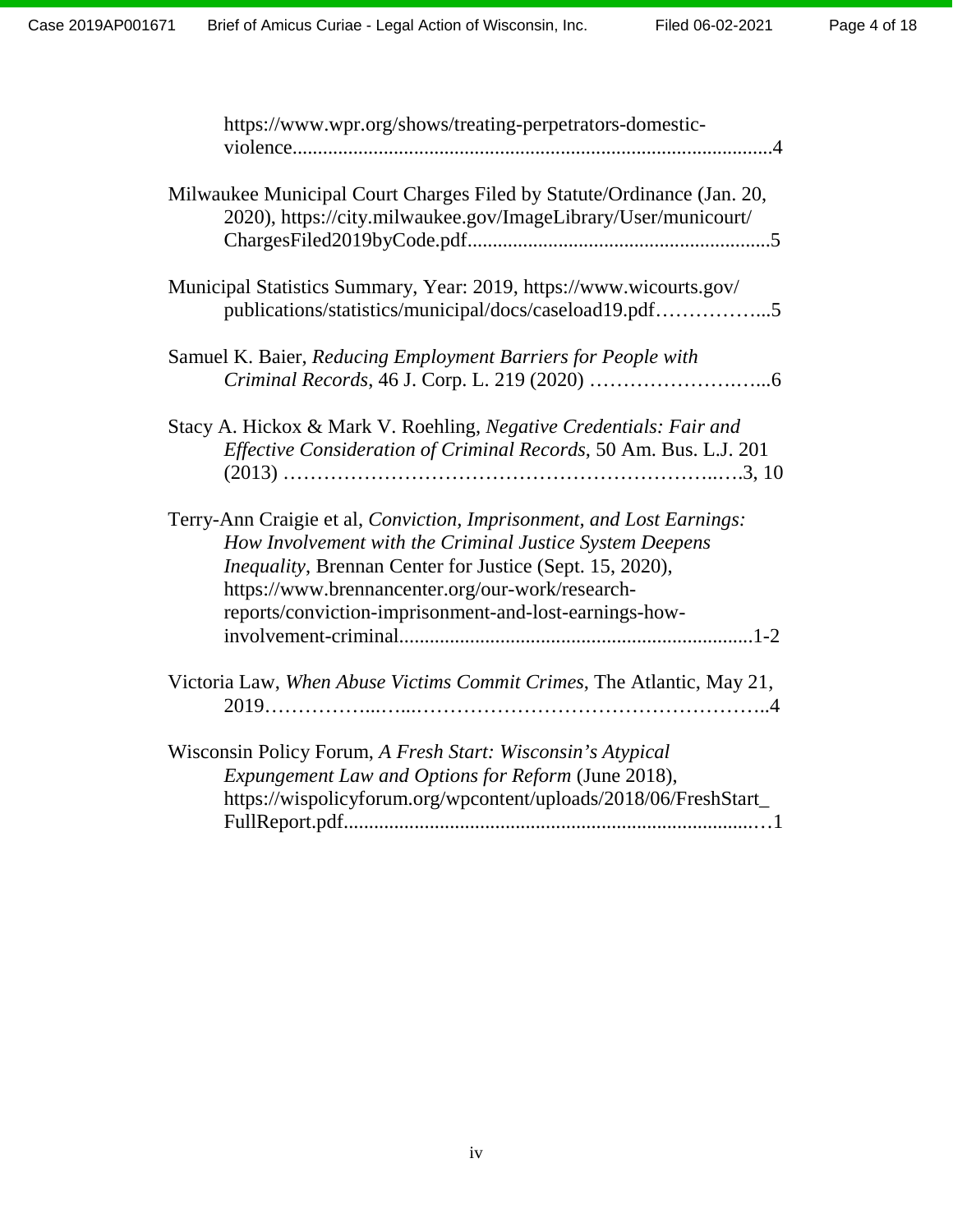https://www.wpr.org/shows/treating-perpetrators-domestic-violence..............................................................................................4

Milwaukee Municipal Court Charges Filed by Statute/Ordinance (Jan. 20, 2020), https://city.milwaukee.gov/ImageLibrary/User/municourt/ChargesFiled2019byCode.pdf............................................................5

Municipal Statistics Summary, Year: 2019, https://www.wicourts.gov/publications/statistics/municipal/docs/caseload19.pdf……………...5

Samuel K. Baier, *Reducing Employment Barriers for People with Criminal Records*, 46 J. Corp. L. 219 (2020) ……………………...6

Stacy A. Hickox & Mark V. Roehling, *Negative Credentials: Fair and Effective Consideration of Criminal Records*, 50 Am. Bus. L.J. 201 (2013) ………………………………………………………..….3, 10

Terry-Ann Craigie et al, *Conviction, Imprisonment, and Lost Earnings: How Involvement with the Criminal Justice System Deepens Inequality*, Brennan Center for Justice (Sept. 15, 2020), https://www.brennancenter.org/our-work/research-reports/conviction-imprisonment-and-lost-earnings-how-involvement-criminal.....................................................................1-2

Victoria Law, *When Abuse Victims Commit Crimes*, The Atlantic, May 21, 2019……………...…...……………………………………………..4

Wisconsin Policy Forum, *A Fresh Start: Wisconsin's Atypical Expungement Law and Options for Reform* (June 2018), https://wispolicyforum.org/wpcontent/uploads/2018/06/FreshStart_FullReport.pdf..................................................................................…1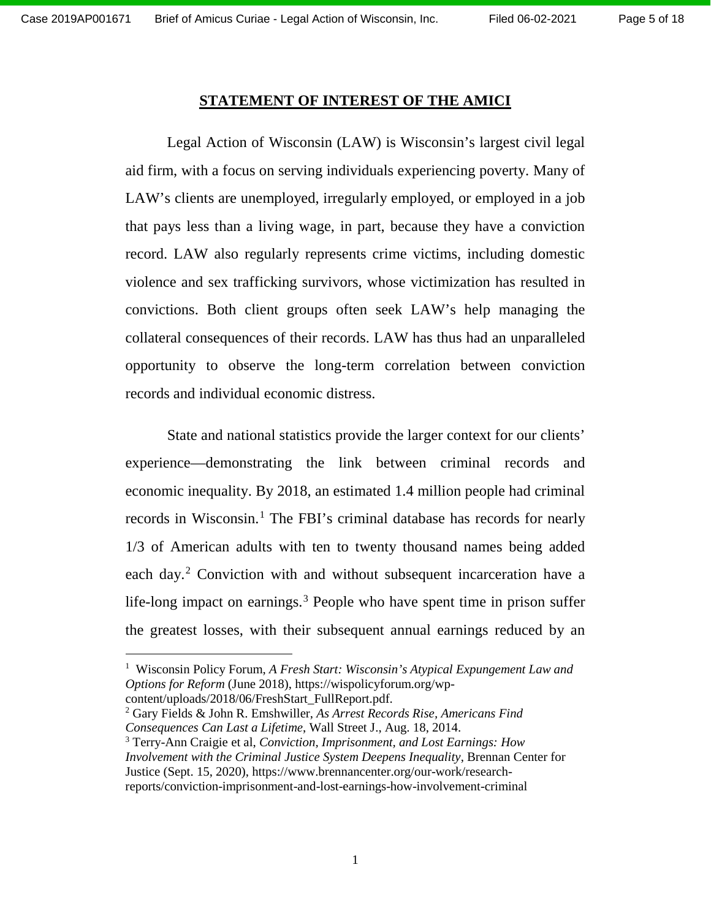## STATEMENT OF INTEREST OF THE AMICI

Legal Action of Wisconsin (LAW) is Wisconsin's largest civil legal aid firm, with a focus on serving individuals experiencing poverty. Many of LAW's clients are unemployed, irregularly employed, or employed in a job that pays less than a living wage, in part, because they have a conviction record. LAW also regularly represents crime victims, including domestic violence and sex trafficking survivors, whose victimization has resulted in convictions. Both client groups often seek LAW's help managing the collateral consequences of their records. LAW has thus had an unparalleled opportunity to observe the long-term correlation between conviction records and individual economic distress.

State and national statistics provide the larger context for our clients' experience—demonstrating the link between criminal records and economic inequality. By 2018, an estimated 1.4 million people had criminal records in Wisconsin.[1] The FBI's criminal database has records for nearly 1/3 of American adults with ten to twenty thousand names being added each day.[2] Conviction with and without subsequent incarceration have a life-long impact on earnings.[3] People who have spent time in prison suffer the greatest losses, with their subsequent annual earnings reduced by an

---

[1] Wisconsin Policy Forum, *A Fresh Start: Wisconsin's Atypical Expungement Law and Options for Reform* (June 2018), https://wispolicyforum.org/wp-content/uploads/2018/06/FreshStart_FullReport.pdf.

[2] Gary Fields & John R. Emshwiller, *As Arrest Records Rise, Americans Find Consequences Can Last a Lifetime*, Wall Street J., Aug. 18, 2014.

[3] Terry-Ann Craigie et al, *Conviction, Imprisonment, and Lost Earnings: How Involvement with the Criminal Justice System Deepens Inequality*, Brennan Center for Justice (Sept. 15, 2020), https://www.brennancenter.org/our-work/research-reports/conviction-imprisonment-and-lost-earnings-how-involvement-criminal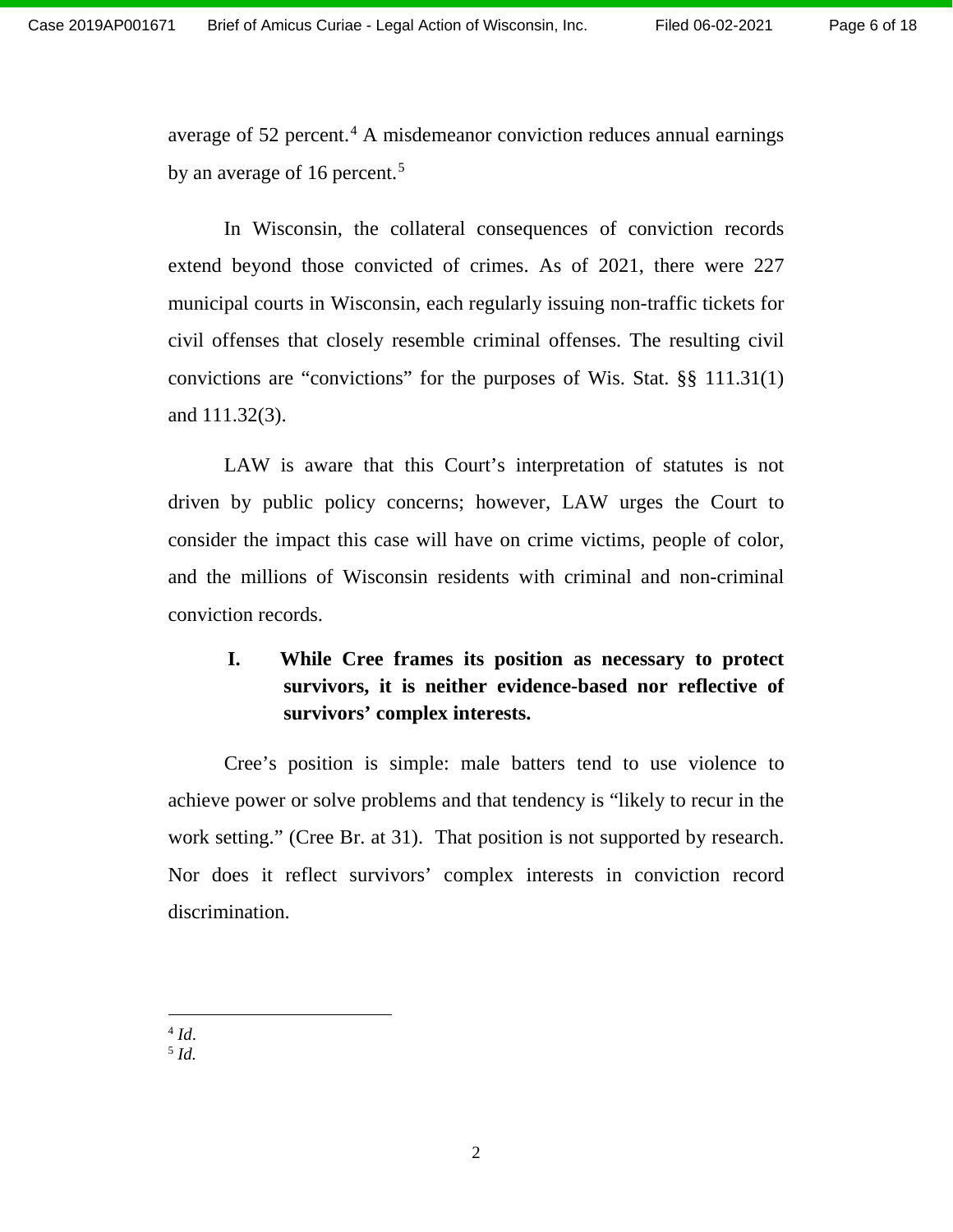average of 52 percent.[4] A misdemeanor conviction reduces annual earnings by an average of 16 percent.[5]

In Wisconsin, the collateral consequences of conviction records extend beyond those convicted of crimes. As of 2021, there were 227 municipal courts in Wisconsin, each regularly issuing non-traffic tickets for civil offenses that closely resemble criminal offenses. The resulting civil convictions are "convictions" for the purposes of Wis. Stat. §§ 111.31(1) and 111.32(3).

LAW is aware that this Court's interpretation of statutes is not driven by public policy concerns; however, LAW urges the Court to consider the impact this case will have on crime victims, people of color, and the millions of Wisconsin residents with criminal and non-criminal conviction records.

## I. While Cree frames its position as necessary to protect survivors, it is neither evidence-based nor reflective of survivors' complex interests.

Cree's position is simple: male batters tend to use violence to achieve power or solve problems and that tendency is "likely to recur in the work setting." (Cree Br. at 31). That position is not supported by research. Nor does it reflect survivors' complex interests in conviction record discrimination.

---

[4] *Id*.
[5] *Id.*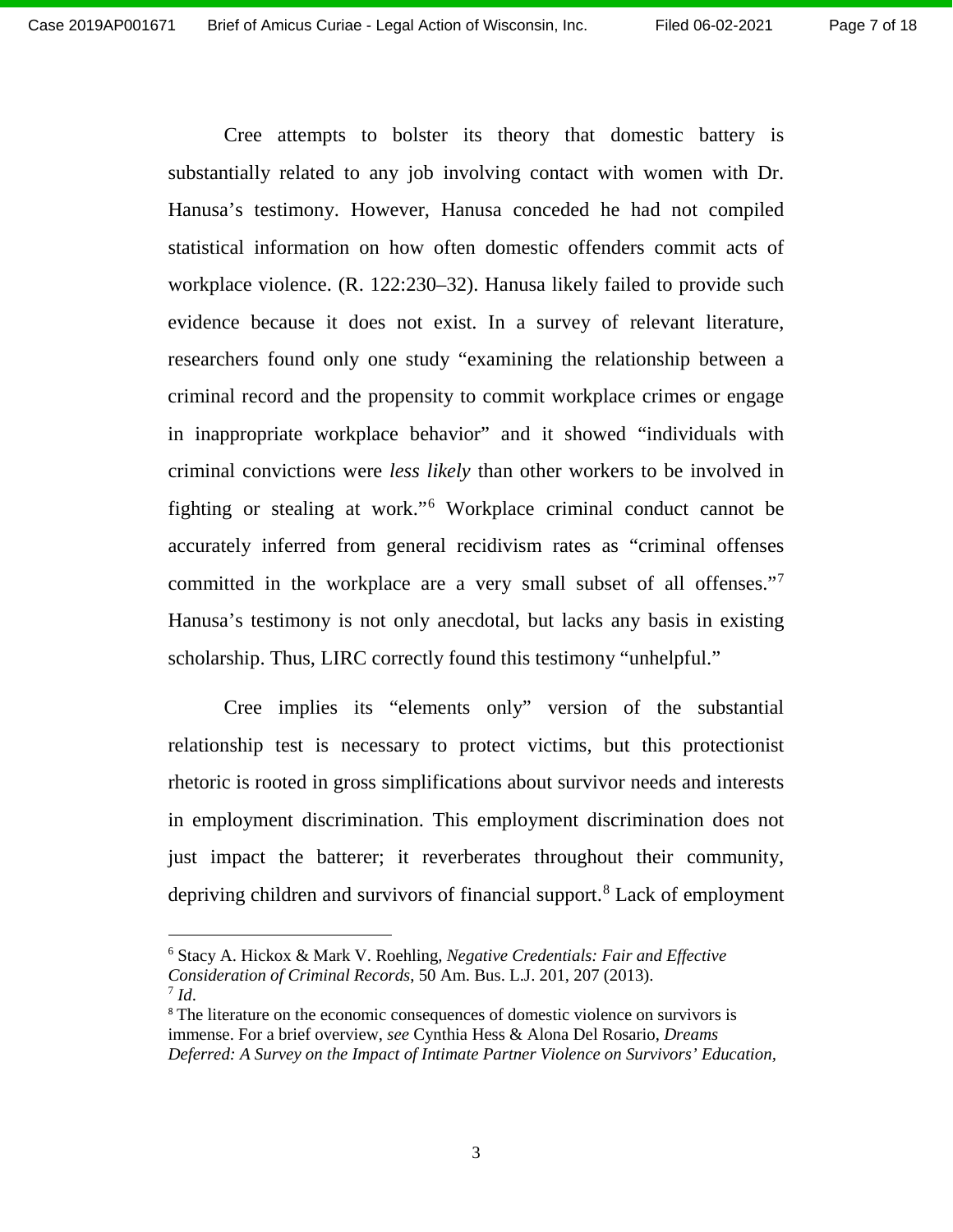Cree attempts to bolster its theory that domestic battery is substantially related to any job involving contact with women with Dr. Hanusa's testimony. However, Hanusa conceded he had not compiled statistical information on how often domestic offenders commit acts of workplace violence. (R. 122:230–32). Hanusa likely failed to provide such evidence because it does not exist. In a survey of relevant literature, researchers found only one study "examining the relationship between a criminal record and the propensity to commit workplace crimes or engage in inappropriate workplace behavior" and it showed "individuals with criminal convictions were *less likely* than other workers to be involved in fighting or stealing at work."[6] Workplace criminal conduct cannot be accurately inferred from general recidivism rates as "criminal offenses committed in the workplace are a very small subset of all offenses."[7] Hanusa's testimony is not only anecdotal, but lacks any basis in existing scholarship. Thus, LIRC correctly found this testimony "unhelpful."

Cree implies its "elements only" version of the substantial relationship test is necessary to protect victims, but this protectionist rhetoric is rooted in gross simplifications about survivor needs and interests in employment discrimination. This employment discrimination does not just impact the batterer; it reverberates throughout their community, depriving children and survivors of financial support.[8] Lack of employment

---

[6] Stacy A. Hickox & Mark V. Roehling, *Negative Credentials: Fair and Effective Consideration of Criminal Records*, 50 Am. Bus. L.J. 201, 207 (2013).

[7] *Id*.

[8] The literature on the economic consequences of domestic violence on survivors is immense. For a brief overview, *see* Cynthia Hess & Alona Del Rosario, *Dreams Deferred: A Survey on the Impact of Intimate Partner Violence on Survivors' Education,*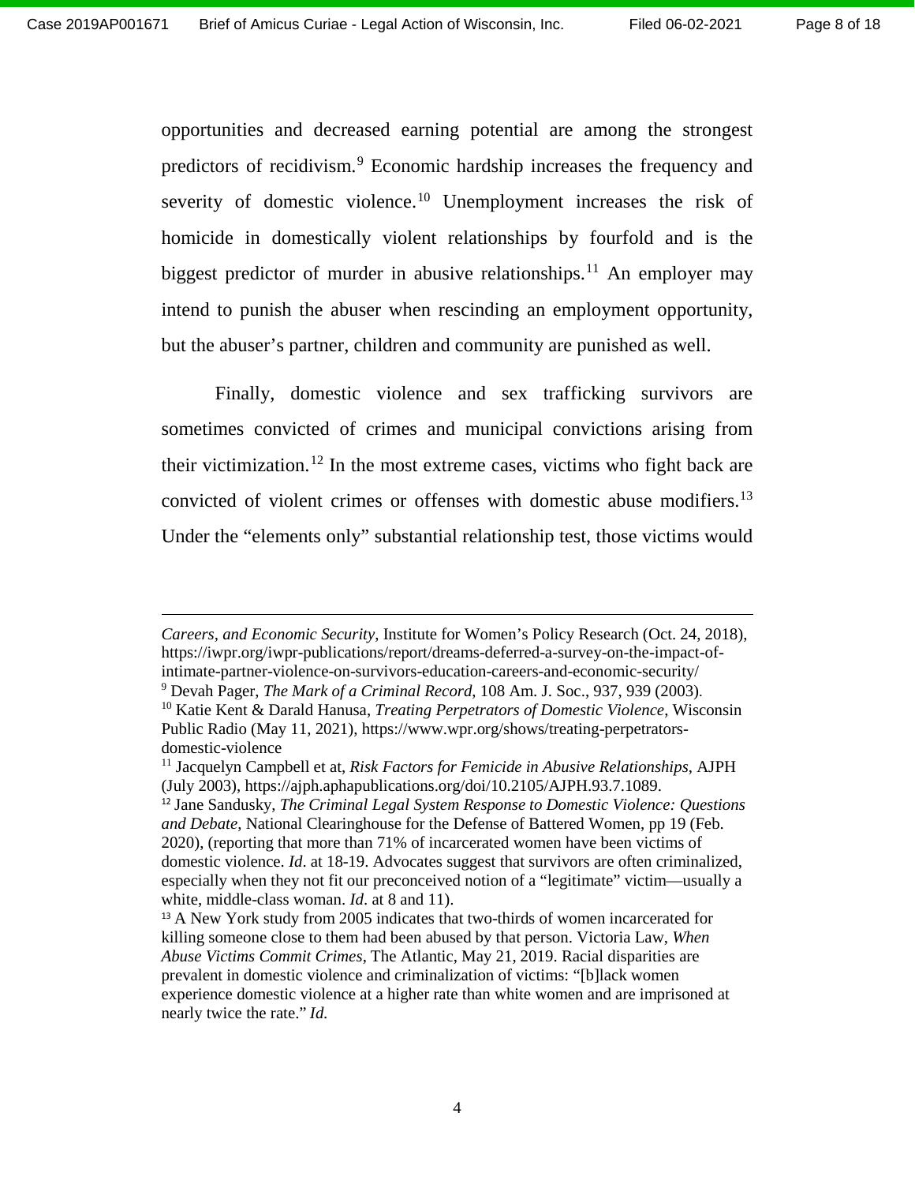opportunities and decreased earning potential are among the strongest predictors of recidivism.[9] Economic hardship increases the frequency and severity of domestic violence.[10] Unemployment increases the risk of homicide in domestically violent relationships by fourfold and is the biggest predictor of murder in abusive relationships.[11] An employer may intend to punish the abuser when rescinding an employment opportunity, but the abuser's partner, children and community are punished as well.

Finally, domestic violence and sex trafficking survivors are sometimes convicted of crimes and municipal convictions arising from their victimization.[12] In the most extreme cases, victims who fight back are convicted of violent crimes or offenses with domestic abuse modifiers.[13] Under the "elements only" substantial relationship test, those victims would

---

*Careers, and Economic Security*, Institute for Women's Policy Research (Oct. 24, 2018), https://iwpr.org/iwpr-publications/report/dreams-deferred-a-survey-on-the-impact-of-intimate-partner-violence-on-survivors-education-careers-and-economic-security/

[9] Devah Pager, *The Mark of a Criminal Record*, 108 Am. J. Soc., 937, 939 (2003).

[10] Katie Kent & Darald Hanusa, *Treating Perpetrators of Domestic Violence*, Wisconsin Public Radio (May 11, 2021), https://www.wpr.org/shows/treating-perpetrators-domestic-violence

[11] Jacquelyn Campbell et at, *Risk Factors for Femicide in Abusive Relationships*, AJPH (July 2003), https://ajph.aphapublications.org/doi/10.2105/AJPH.93.7.1089.

[12] Jane Sandusky, *The Criminal Legal System Response to Domestic Violence: Questions and Debate*, National Clearinghouse for the Defense of Battered Women, pp 19 (Feb. 2020), (reporting that more than 71% of incarcerated women have been victims of domestic violence. *Id*. at 18-19. Advocates suggest that survivors are often criminalized, especially when they not fit our preconceived notion of a "legitimate" victim—usually a white, middle-class woman. *Id*. at 8 and 11).

[13] A New York study from 2005 indicates that two-thirds of women incarcerated for killing someone close to them had been abused by that person. Victoria Law, *When Abuse Victims Commit Crimes*, The Atlantic, May 21, 2019. Racial disparities are prevalent in domestic violence and criminalization of victims: "[b]lack women experience domestic violence at a higher rate than white women and are imprisoned at nearly twice the rate." *Id.*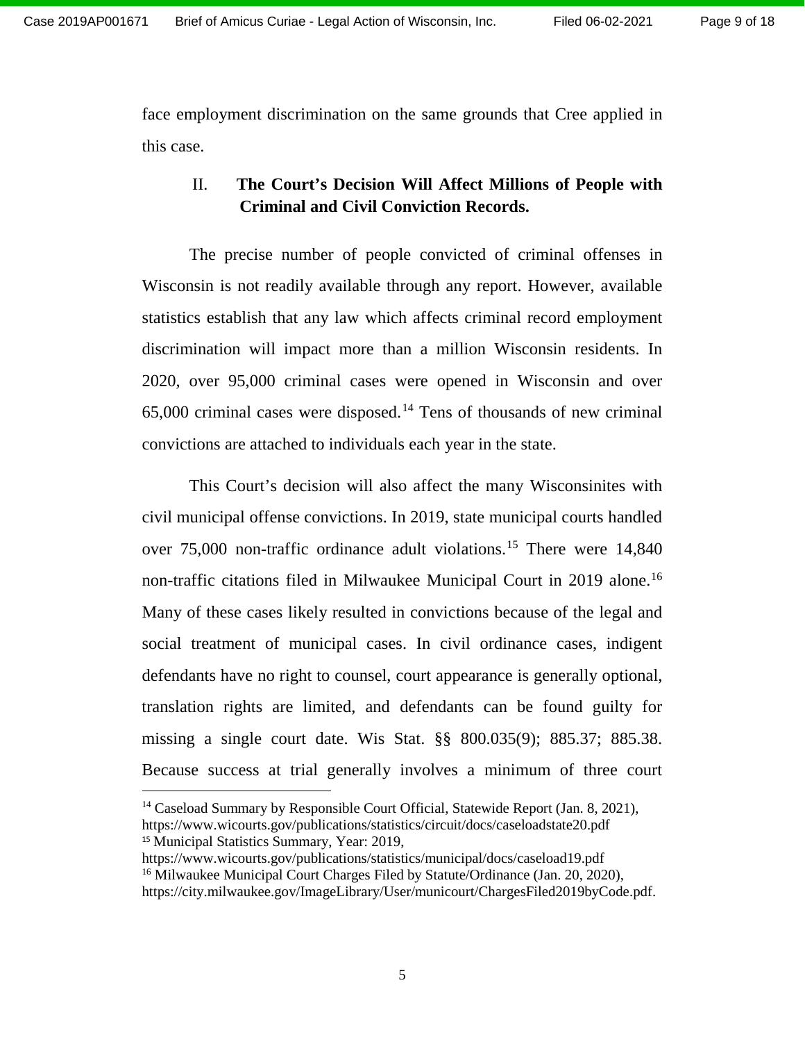face employment discrimination on the same grounds that Cree applied in this case.

## II. The Court's Decision Will Affect Millions of People with Criminal and Civil Conviction Records.

The precise number of people convicted of criminal offenses in Wisconsin is not readily available through any report. However, available statistics establish that any law which affects criminal record employment discrimination will impact more than a million Wisconsin residents. In 2020, over 95,000 criminal cases were opened in Wisconsin and over 65,000 criminal cases were disposed.[14] Tens of thousands of new criminal convictions are attached to individuals each year in the state.

This Court's decision will also affect the many Wisconsinites with civil municipal offense convictions. In 2019, state municipal courts handled over 75,000 non-traffic ordinance adult violations.[15] There were 14,840 non-traffic citations filed in Milwaukee Municipal Court in 2019 alone.[16] Many of these cases likely resulted in convictions because of the legal and social treatment of municipal cases. In civil ordinance cases, indigent defendants have no right to counsel, court appearance is generally optional, translation rights are limited, and defendants can be found guilty for missing a single court date. Wis Stat. §§ 800.035(9); 885.37; 885.38. Because success at trial generally involves a minimum of three court

---

[14] Caseload Summary by Responsible Court Official, Statewide Report (Jan. 8, 2021), https://www.wicourts.gov/publications/statistics/circuit/docs/caseloadstate20.pdf

[15] Municipal Statistics Summary, Year: 2019, https://www.wicourts.gov/publications/statistics/municipal/docs/caseload19.pdf

[16] Milwaukee Municipal Court Charges Filed by Statute/Ordinance (Jan. 20, 2020), https://city.milwaukee.gov/ImageLibrary/User/municourt/ChargesFiled2019byCode.pdf.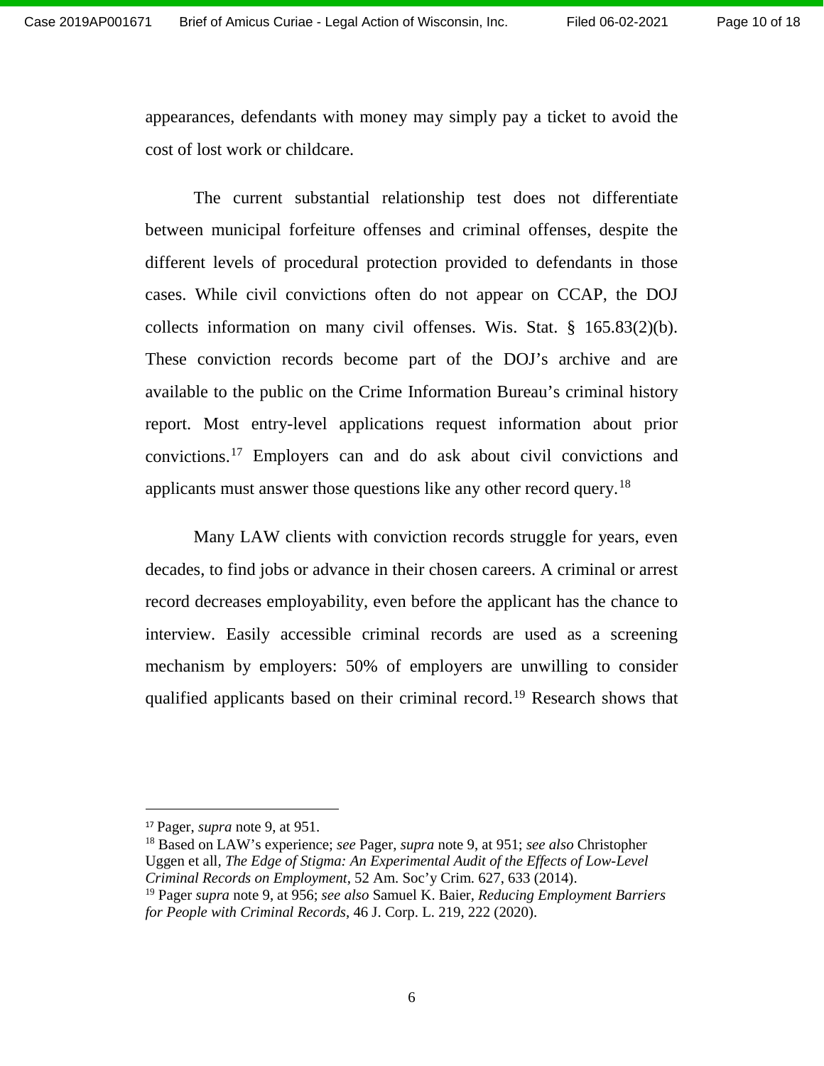appearances, defendants with money may simply pay a ticket to avoid the cost of lost work or childcare.

The current substantial relationship test does not differentiate between municipal forfeiture offenses and criminal offenses, despite the different levels of procedural protection provided to defendants in those cases. While civil convictions often do not appear on CCAP, the DOJ collects information on many civil offenses. Wis. Stat. § 165.83(2)(b). These conviction records become part of the DOJ's archive and are available to the public on the Crime Information Bureau's criminal history report. Most entry-level applications request information about prior convictions.[17] Employers can and do ask about civil convictions and applicants must answer those questions like any other record query.[18]

Many LAW clients with conviction records struggle for years, even decades, to find jobs or advance in their chosen careers. A criminal or arrest record decreases employability, even before the applicant has the chance to interview. Easily accessible criminal records are used as a screening mechanism by employers: 50% of employers are unwilling to consider qualified applicants based on their criminal record.[19] Research shows that

---

[17] Pager, *supra* note 9, at 951.

[18] Based on LAW's experience; *see* Pager, *supra* note 9, at 951; *see also* Christopher Uggen et all, *The Edge of Stigma: An Experimental Audit of the Effects of Low-Level Criminal Records on Employment*, 52 Am. Soc'y Crim. 627, 633 (2014).

[19] Pager *supra* note 9, at 956; *see also* Samuel K. Baier, *Reducing Employment Barriers for People with Criminal Records*, 46 J. Corp. L. 219, 222 (2020).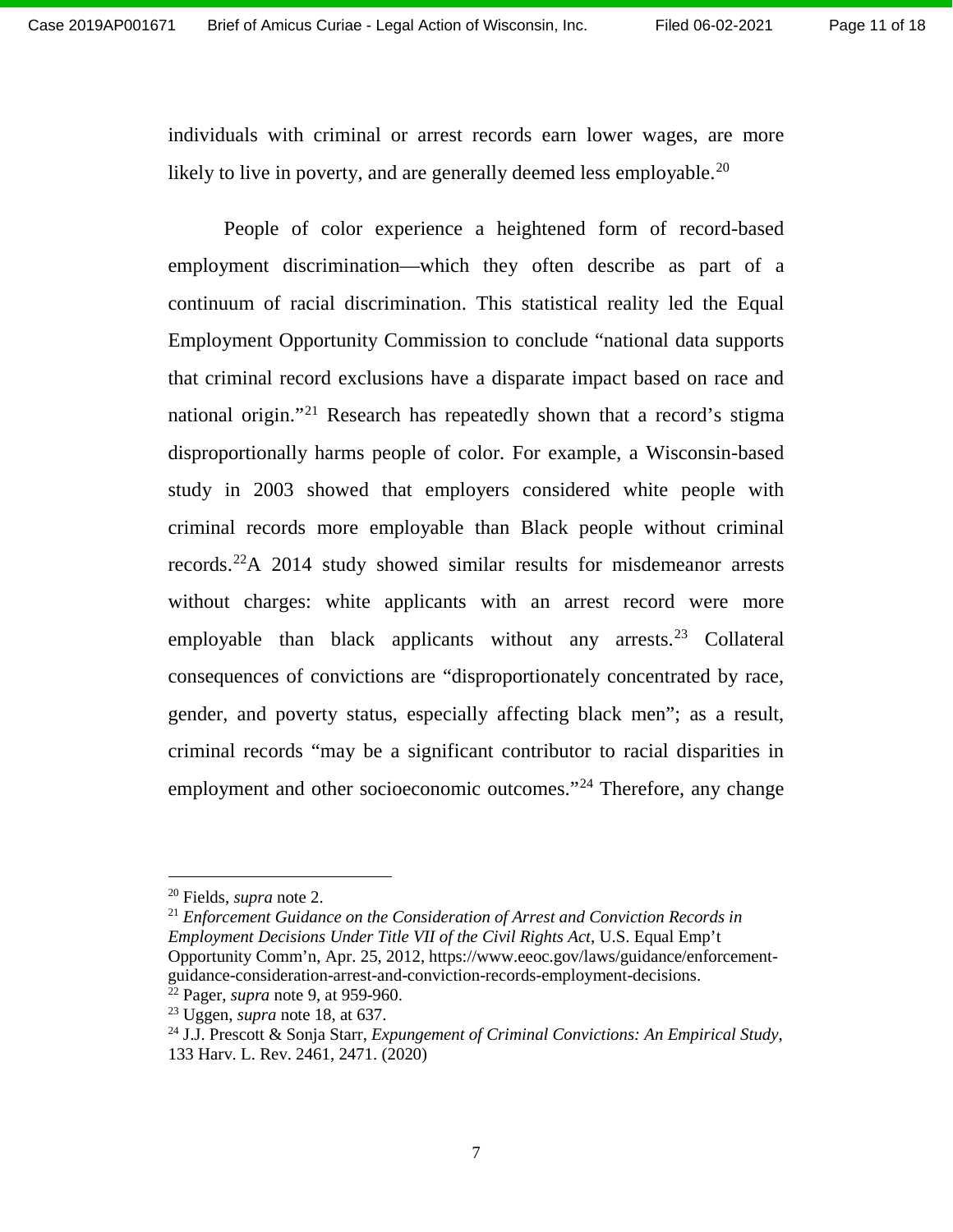individuals with criminal or arrest records earn lower wages, are more likely to live in poverty, and are generally deemed less employable.[20]

People of color experience a heightened form of record-based employment discrimination—which they often describe as part of a continuum of racial discrimination. This statistical reality led the Equal Employment Opportunity Commission to conclude "national data supports that criminal record exclusions have a disparate impact based on race and national origin."[21] Research has repeatedly shown that a record's stigma disproportionally harms people of color. For example, a Wisconsin-based study in 2003 showed that employers considered white people with criminal records more employable than Black people without criminal records.[22]A 2014 study showed similar results for misdemeanor arrests without charges: white applicants with an arrest record were more employable than black applicants without any arrests.[23] Collateral consequences of convictions are "disproportionately concentrated by race, gender, and poverty status, especially affecting black men"; as a result, criminal records "may be a significant contributor to racial disparities in employment and other socioeconomic outcomes."[24] Therefore, any change

---

[20] Fields, *supra* note 2.

[21] *Enforcement Guidance on the Consideration of Arrest and Conviction Records in Employment Decisions Under Title VII of the Civil Rights Act*, U.S. Equal Emp't Opportunity Comm'n, Apr. 25, 2012, https://www.eeoc.gov/laws/guidance/enforcement-guidance-consideration-arrest-and-conviction-records-employment-decisions.

[22] Pager, *supra* note 9, at 959-960.

[23] Uggen, *supra* note 18, at 637.

[24] J.J. Prescott & Sonja Starr, *Expungement of Criminal Convictions: An Empirical Study*, 133 Harv. L. Rev. 2461, 2471. (2020)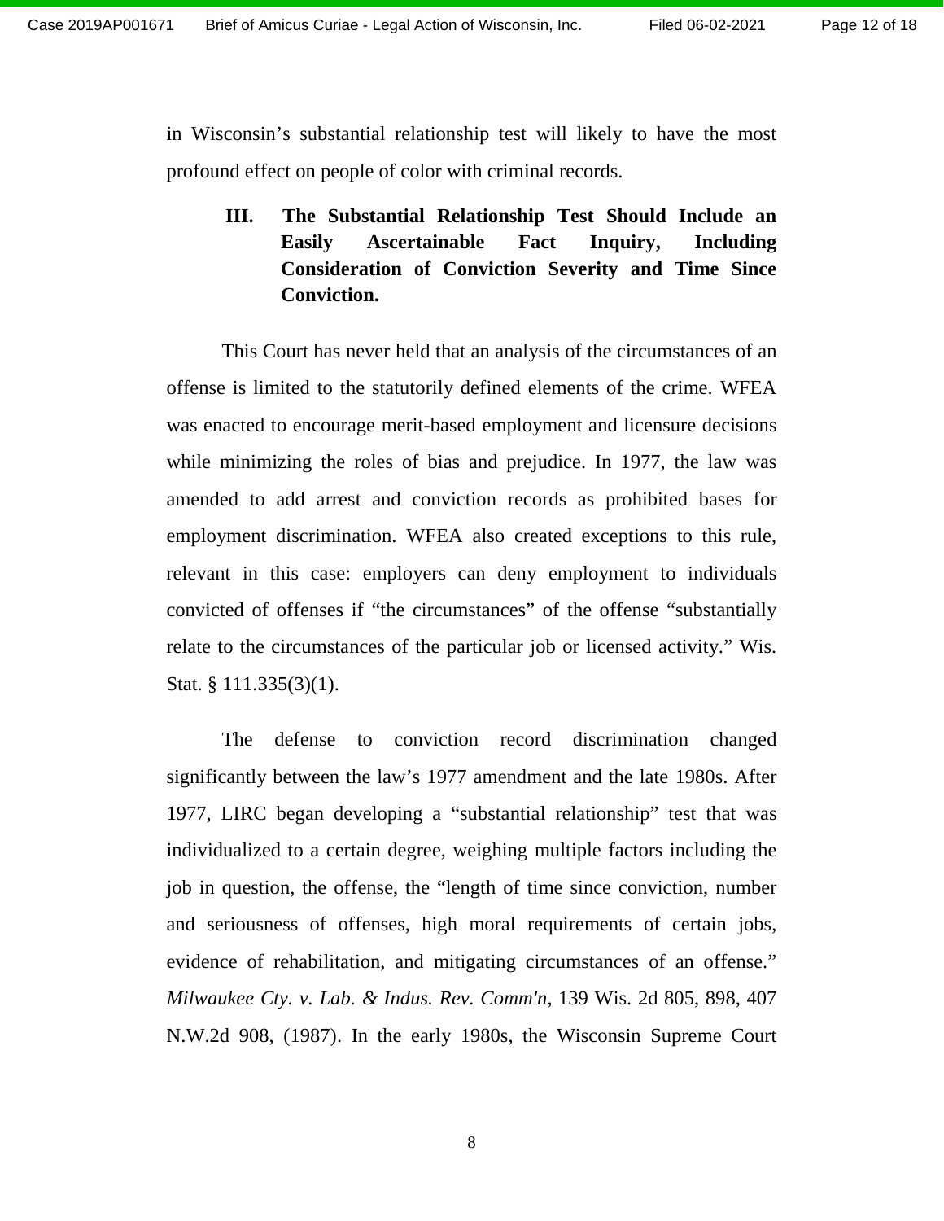in Wisconsin's substantial relationship test will likely to have the most profound effect on people of color with criminal records.

### III. The Substantial Relationship Test Should Include an Easily Ascertainable Fact Inquiry, Including Consideration of Conviction Severity and Time Since Conviction.

This Court has never held that an analysis of the circumstances of an offense is limited to the statutorily defined elements of the crime. WFEA was enacted to encourage merit-based employment and licensure decisions while minimizing the roles of bias and prejudice. In 1977, the law was amended to add arrest and conviction records as prohibited bases for employment discrimination. WFEA also created exceptions to this rule, relevant in this case: employers can deny employment to individuals convicted of offenses if "the circumstances" of the offense "substantially relate to the circumstances of the particular job or licensed activity." Wis. Stat. § 111.335(3)(1).

The defense to conviction record discrimination changed significantly between the law's 1977 amendment and the late 1980s. After 1977, LIRC began developing a "substantial relationship" test that was individualized to a certain degree, weighing multiple factors including the job in question, the offense, the "length of time since conviction, number and seriousness of offenses, high moral requirements of certain jobs, evidence of rehabilitation, and mitigating circumstances of an offense." *Milwaukee Cty. v. Lab. & Indus. Rev. Comm'n*, 139 Wis. 2d 805, 898, 407 N.W.2d 908, (1987). In the early 1980s, the Wisconsin Supreme Court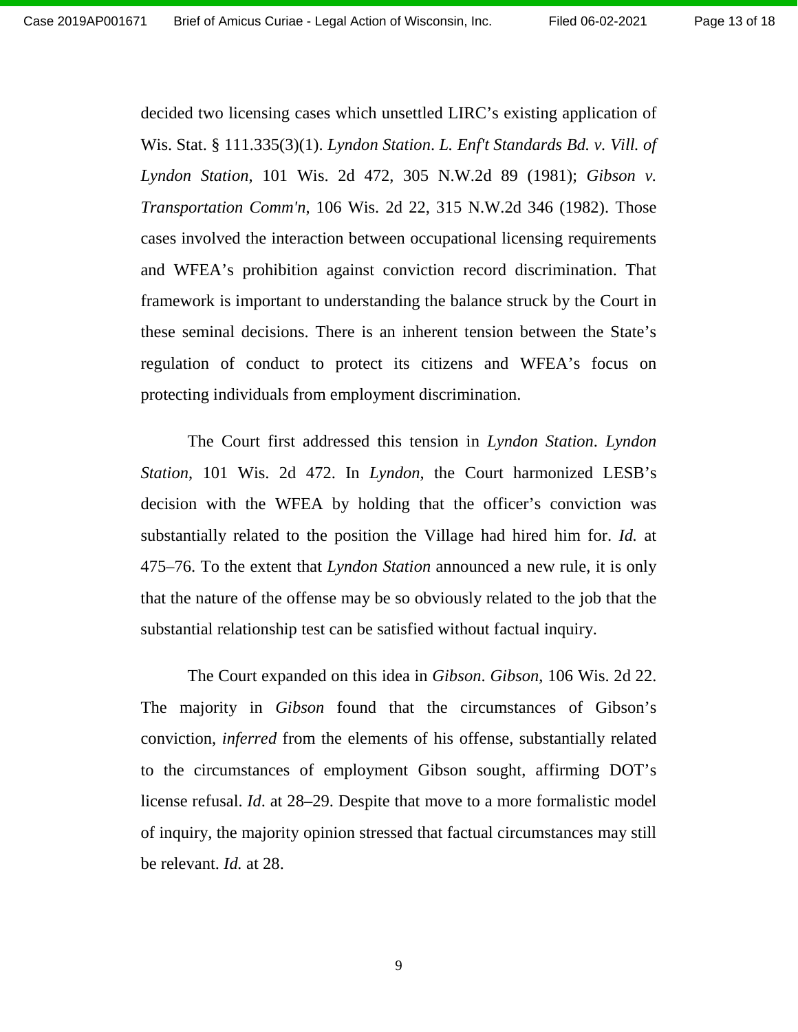decided two licensing cases which unsettled LIRC's existing application of Wis. Stat. § 111.335(3)(1). *Lyndon Station*. *L. Enf't Standards Bd. v. Vill. of Lyndon Station*, 101 Wis. 2d 472, 305 N.W.2d 89 (1981); *Gibson v. Transportation Comm'n*, 106 Wis. 2d 22, 315 N.W.2d 346 (1982). Those cases involved the interaction between occupational licensing requirements and WFEA's prohibition against conviction record discrimination. That framework is important to understanding the balance struck by the Court in these seminal decisions. There is an inherent tension between the State's regulation of conduct to protect its citizens and WFEA's focus on protecting individuals from employment discrimination.

The Court first addressed this tension in *Lyndon Station*. *Lyndon Station*, 101 Wis. 2d 472. In *Lyndon,* the Court harmonized LESB's decision with the WFEA by holding that the officer's conviction was substantially related to the position the Village had hired him for. *Id.* at 475–76. To the extent that *Lyndon Station* announced a new rule, it is only that the nature of the offense may be so obviously related to the job that the substantial relationship test can be satisfied without factual inquiry.

The Court expanded on this idea in *Gibson*. *Gibson*, 106 Wis. 2d 22. The majority in *Gibson* found that the circumstances of Gibson's conviction, *inferred* from the elements of his offense, substantially related to the circumstances of employment Gibson sought, affirming DOT's license refusal. *Id.* at 28–29. Despite that move to a more formalistic model of inquiry, the majority opinion stressed that factual circumstances may still be relevant. *Id.* at 28.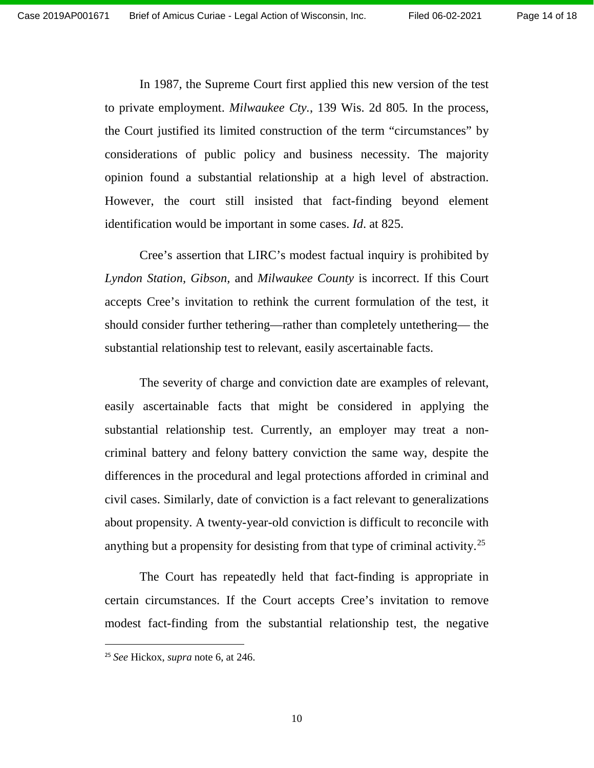In 1987, the Supreme Court first applied this new version of the test to private employment. *Milwaukee Cty.*, 139 Wis. 2d 805*.* In the process, the Court justified its limited construction of the term "circumstances" by considerations of public policy and business necessity. The majority opinion found a substantial relationship at a high level of abstraction. However, the court still insisted that fact-finding beyond element identification would be important in some cases. *Id*. at 825.

Cree's assertion that LIRC's modest factual inquiry is prohibited by *Lyndon Station, Gibson,* and *Milwaukee County* is incorrect. If this Court accepts Cree's invitation to rethink the current formulation of the test, it should consider further tethering—rather than completely untethering— the substantial relationship test to relevant, easily ascertainable facts.

The severity of charge and conviction date are examples of relevant, easily ascertainable facts that might be considered in applying the substantial relationship test. Currently, an employer may treat a non-criminal battery and felony battery conviction the same way, despite the differences in the procedural and legal protections afforded in criminal and civil cases. Similarly, date of conviction is a fact relevant to generalizations about propensity. A twenty-year-old conviction is difficult to reconcile with anything but a propensity for desisting from that type of criminal activity.[25]

The Court has repeatedly held that fact-finding is appropriate in certain circumstances. If the Court accepts Cree's invitation to remove modest fact-finding from the substantial relationship test, the negative

---

[25] *See* Hickox, *supra* note 6, at 246.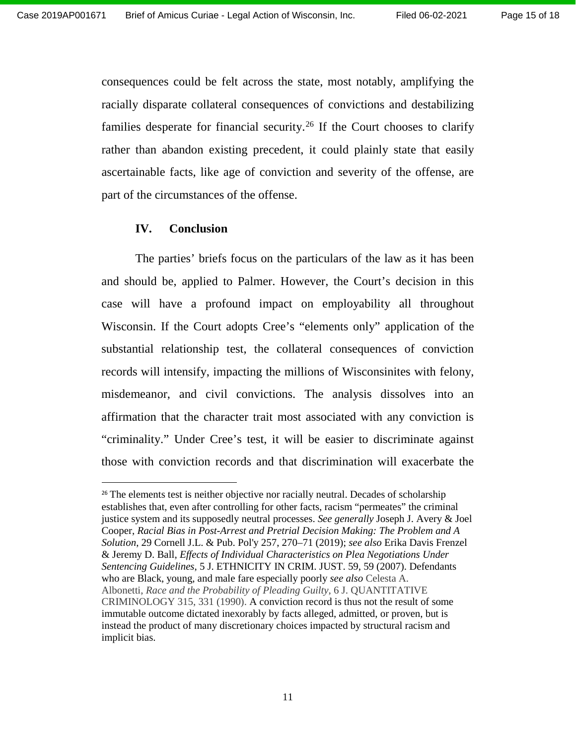consequences could be felt across the state, most notably, amplifying the racially disparate collateral consequences of convictions and destabilizing families desperate for financial security.[26] If the Court chooses to clarify rather than abandon existing precedent, it could plainly state that easily ascertainable facts, like age of conviction and severity of the offense, are part of the circumstances of the offense.

## IV. Conclusion

The parties' briefs focus on the particulars of the law as it has been and should be, applied to Palmer. However, the Court's decision in this case will have a profound impact on employability all throughout Wisconsin. If the Court adopts Cree's "elements only" application of the substantial relationship test, the collateral consequences of conviction records will intensify, impacting the millions of Wisconsinites with felony, misdemeanor, and civil convictions. The analysis dissolves into an affirmation that the character trait most associated with any conviction is "criminality." Under Cree's test, it will be easier to discriminate against those with conviction records and that discrimination will exacerbate the

---

[26] The elements test is neither objective nor racially neutral. Decades of scholarship establishes that, even after controlling for other facts, racism "permeates" the criminal justice system and its supposedly neutral processes. *See generally* Joseph J. Avery & Joel Cooper, *Racial Bias in Post-Arrest and Pretrial Decision Making: The Problem and A Solution*, 29 Cornell J.L. & Pub. Pol'y 257, 270–71 (2019); *see also* Erika Davis Frenzel & Jeremy D. Ball, *Effects of Individual Characteristics on Plea Negotiations Under Sentencing Guidelines*, 5 J. ETHNICITY IN CRIM. JUST. 59, 59 (2007). Defendants who are Black, young, and male fare especially poorly *see also* Celesta A. Albonetti, *Race and the Probability of Pleading Guilty*, 6 J. QUANTITATIVE CRIMINOLOGY 315, 331 (1990). A conviction record is thus not the result of some immutable outcome dictated inexorably by facts alleged, admitted, or proven, but is instead the product of many discretionary choices impacted by structural racism and implicit bias.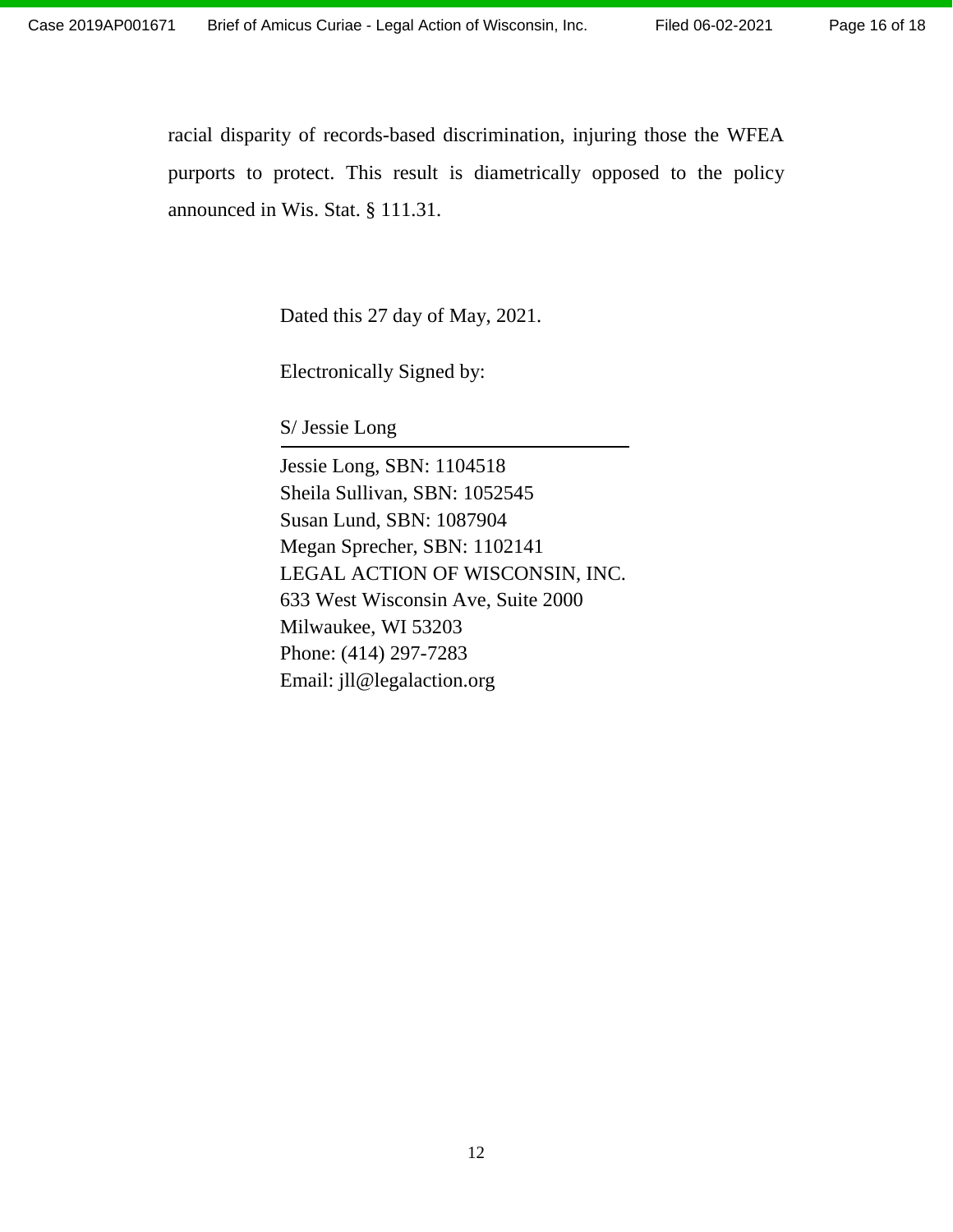racial disparity of records-based discrimination, injuring those the WFEA purports to protect. This result is diametrically opposed to the policy announced in Wis. Stat. § 111.31.

Dated this 27 day of May, 2021.

Electronically Signed by:

S/ Jessie Long

Jessie Long, SBN: 1104518
Sheila Sullivan, SBN: 1052545
Susan Lund, SBN: 1087904
Megan Sprecher, SBN: 1102141
LEGAL ACTION OF WISCONSIN, INC.
633 West Wisconsin Ave, Suite 2000
Milwaukee, WI 53203
Phone: (414) 297-7283
Email: jll@legalaction.org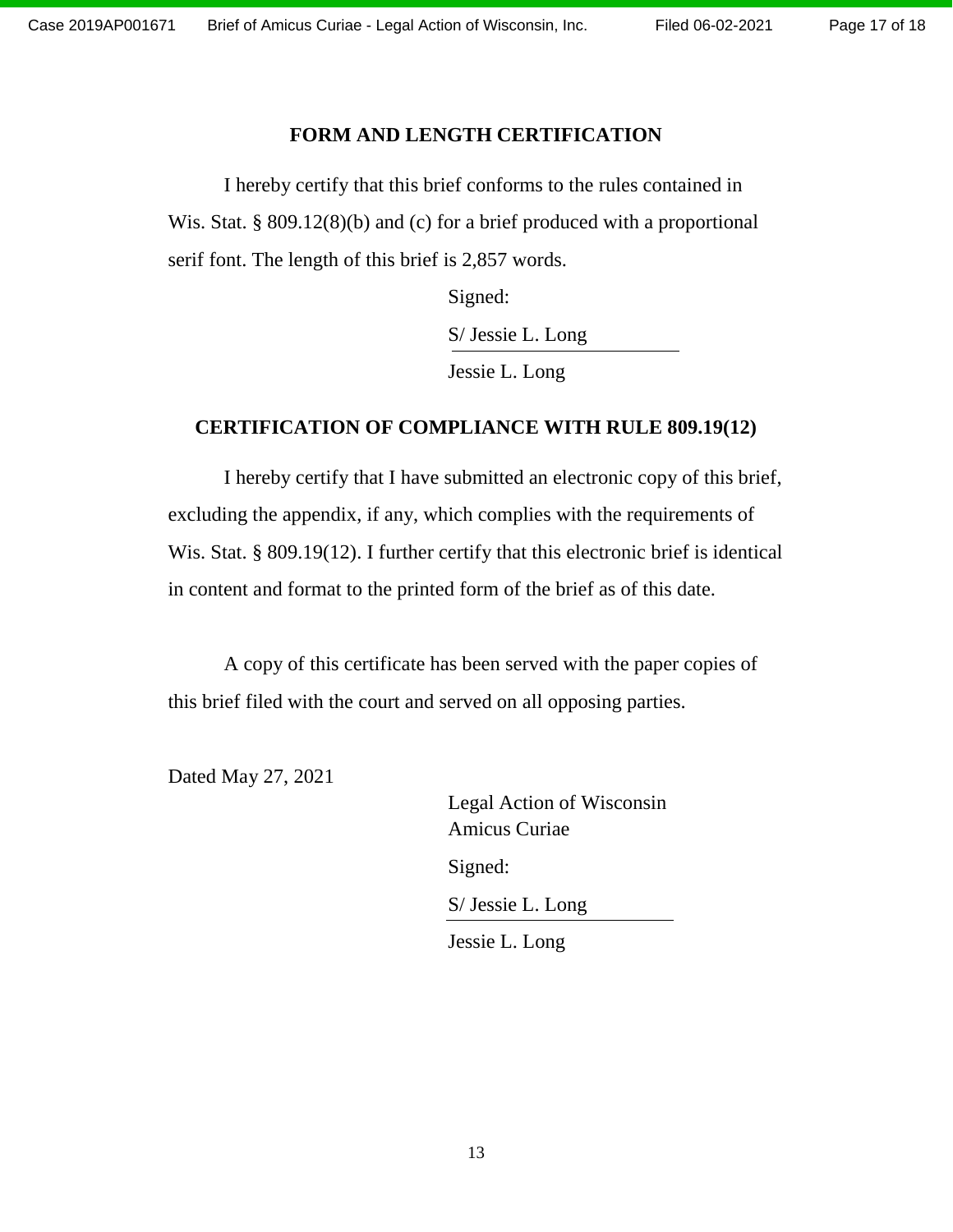## FORM AND LENGTH CERTIFICATION

I hereby certify that this brief conforms to the rules contained in Wis. Stat. § 809.12(8)(b) and (c) for a brief produced with a proportional serif font. The length of this brief is 2,857 words.

Signed:

S/ Jessie L. Long

Jessie L. Long

## CERTIFICATION OF COMPLIANCE WITH RULE 809.19(12)

I hereby certify that I have submitted an electronic copy of this brief, excluding the appendix, if any, which complies with the requirements of Wis. Stat. § 809.19(12). I further certify that this electronic brief is identical in content and format to the printed form of the brief as of this date.

A copy of this certificate has been served with the paper copies of this brief filed with the court and served on all opposing parties.

Dated May 27, 2021

Legal Action of Wisconsin
Amicus Curiae

Signed:

S/ Jessie L. Long

Jessie L. Long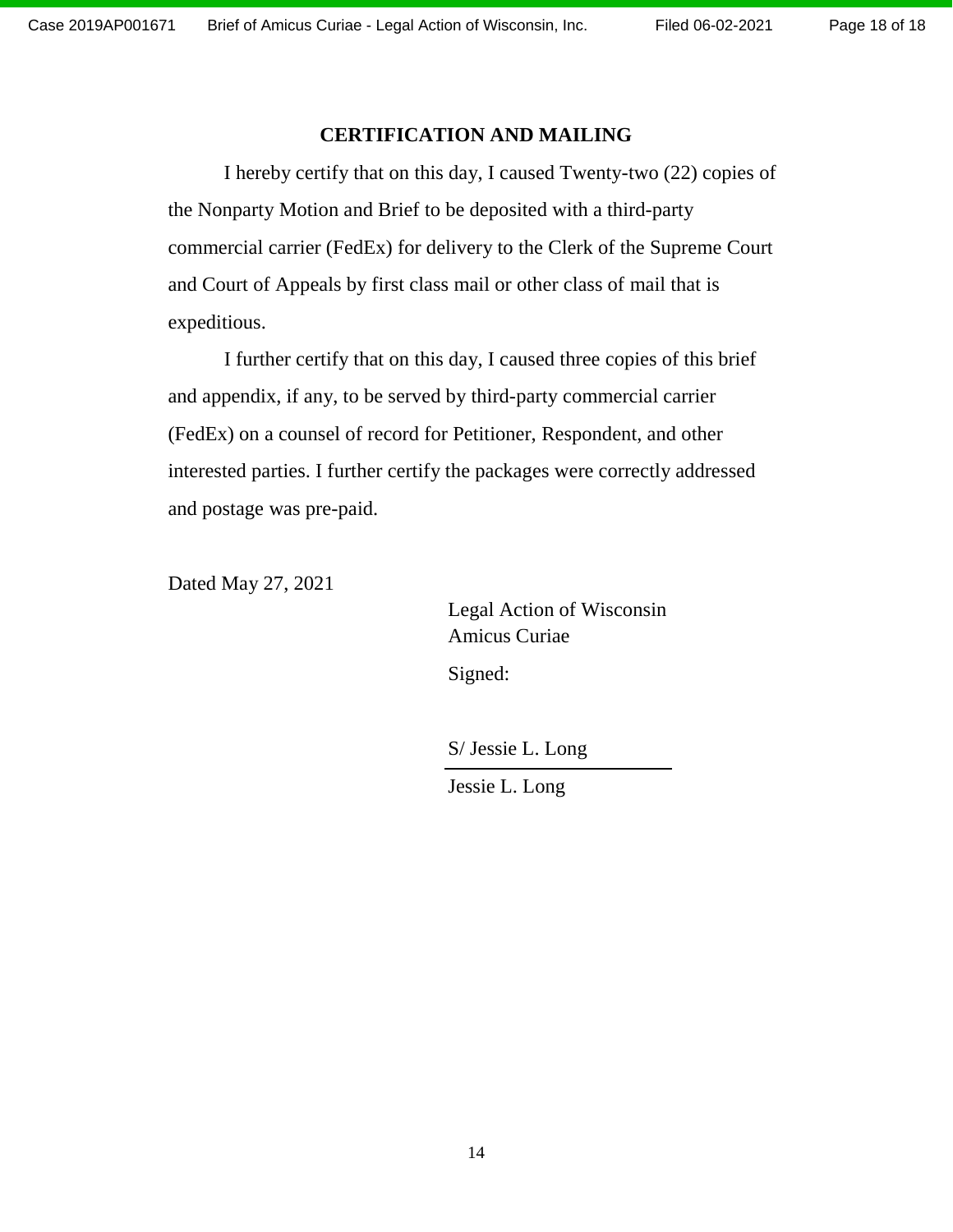**CERTIFICATION AND MAILING**

I hereby certify that on this day, I caused Twenty-two (22) copies of the Nonparty Motion and Brief to be deposited with a third-party commercial carrier (FedEx) for delivery to the Clerk of the Supreme Court and Court of Appeals by first class mail or other class of mail that is expeditious.

I further certify that on this day, I caused three copies of this brief and appendix, if any, to be served by third-party commercial carrier (FedEx) on a counsel of record for Petitioner, Respondent, and other interested parties. I further certify the packages were correctly addressed and postage was pre-paid.

Dated May 27, 2021

Legal Action of Wisconsin
Amicus Curiae

Signed:

S/ Jessie L. Long

Jessie L. Long